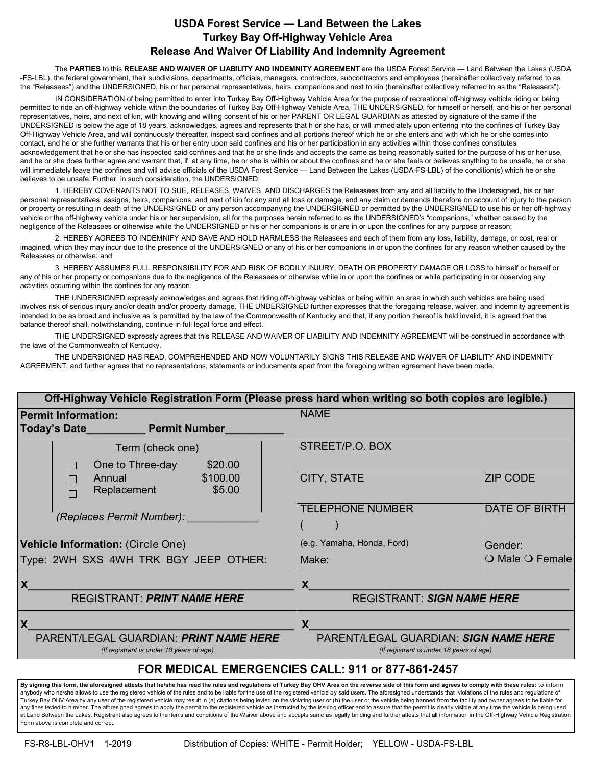# USDA Forest Service — Land Between the Lakes
## Turkey Bay Off-Highway Vehicle Area
## Release And Waiver Of Liability And Indemnity Agreement

The **PARTIES** to this **RELEASE AND WAIVER OF LIABILITY AND INDEMNITY AGREEMENT** are the USDA Forest Service — Land Between the Lakes (USDA -FS-LBL), the federal government, their subdivisions, departments, officials, managers, contractors, subcontractors and employees (hereinafter collectively referred to as the "Releasees") and the UNDERSIGNED, his or her personal representatives, heirs, companions and next to kin (hereinafter collectively referred to as the "Releasers").

IN CONSIDERATION of being permitted to enter into Turkey Bay Off-Highway Vehicle Area for the purpose of recreational off-highway vehicle riding or being permitted to ride an off-highway vehicle within the boundaries of Turkey Bay Off-Highway Vehicle Area, THE UNDERSIGNED, for himself or herself, and his or her personal representatives, heirs, and next of kin, with knowing and willing consent of his or her PARENT OR LEGAL GUARDIAN as attested by signature of the same if the UNDERSIGNED is below the age of 18 years, acknowledges, agrees and represents that h or she has, or will immediately upon entering into the confines of Turkey Bay Off-Highway Vehicle Area, and will continuously thereafter, inspect said confines and all portions thereof which he or she enters and with which he or she comes into contact, and he or she further warrants that his or her entry upon said confines and his or her participation in any activities within those confines constitutes acknowledgement that he or she has inspected said confines and that he or she finds and accepts the same as being reasonably suited for the purpose of his or her use, and he or she does further agree and warrant that, if, at any time, he or she is within or about the confines and he or she feels or believes anything to be unsafe, he or she will immediately leave the confines and will advise officials of the USDA Forest Service — Land Between the Lakes (USDA-FS-LBL) of the condition(s) which he or she believes to be unsafe. Further, in such consideration, the UNDERSIGNED:

1. HEREBY COVENANTS NOT TO SUE, RELEASES, WAIVES, AND DISCHARGES the Releasees from any and all liability to the Undersigned, his or her personal representatives, assigns, heirs, companions, and next of kin for any and all loss or damage, and any claim or demands therefore on account of injury to the person or property or resulting in death of the UNDERSIGNED or any person accompanying the UNDERSIGNED or permitted by the UNDERSIGNED to use his or her off-highway vehicle or the off-highway vehicle under his or her supervision, all for the purposes herein referred to as the UNDERSIGNED's "companions," whether caused by the negligence of the Releasees or otherwise while the UNDERSIGNED or his or her companions is or are in or upon the confines for any purpose or reason;

2. HEREBY AGREES TO INDEMNIFY AND SAVE AND HOLD HARMLESS the Releasees and each of them from any loss, liability, damage, or cost, real or imagined, which they may incur due to the presence of the UNDERSIGNED or any of his or her companions in or upon the confines for any reason whether caused by the Releasees or otherwise; and

3. HEREBY ASSUMES FULL RESPONSIBILITY FOR AND RISK OF BODILY INJURY, DEATH OR PROPERTY DAMAGE OR LOSS to himself or herself or any of his or her property or companions due to the negligence of the Releasees or otherwise while in or upon the confines or while participating in or observing any activities occurring within the confines for any reason.

THE UNDERSIGNED expressly acknowledges and agrees that riding off-highway vehicles or being within an area in which such vehicles are being used involves risk of serious injury and/or death and/or property damage. THE UNDERSIGNED further expresses that the foregoing release, waiver, and indemnity agreement is intended to be as broad and inclusive as is permitted by the law of the Commonwealth of Kentucky and that, if any portion thereof is held invalid, it is agreed that the balance thereof shall, notwithstanding, continue in full legal force and effect.

THE UNDERSIGNED expressly agrees that this RELEASE AND WAIVER OF LIABILITY AND INDEMNITY AGREEMENT will be construed in accordance with the laws of the Commonwealth of Kentucky.

THE UNDERSIGNED HAS READ, COMPREHENDED AND NOW VOLUNTARILY SIGNS THIS RELEASE AND WAIVER OF LIABILITY AND INDEMNITY AGREEMENT, and further agrees that no representations, statements or inducements apart from the foregoing written agreement have been made.

| **Off-Highway Vehicle Registration Form (Please press hard when writing so both copies are legible.)** | | |
|---|---|---|
| **Permit Information:** **Today's Date**\_\_\_\_\_\_\_\_\_ **Permit Number**\_\_\_\_\_\_\_\_\_ | NAME | |
| Term (check one) ☐ One to Three-day $20.00 ☐ Annual $100.00 ☐ Replacement $5.00 | STREET/P.O. BOX | |
| | CITY, STATE | ZIP CODE |
| *(Replaces Permit Number):* \_\_\_\_\_\_\_\_\_\_\_ | TELEPHONE NUMBER ( ) | DATE OF BIRTH |
| **Vehicle Information:** (Circle One) Type: 2WH SXS 4WH TRK BGY JEEP OTHER: | (e.g. Yamaha, Honda, Ford) Make: | Gender: ○ Male ○ Female |
| X\_\_\_\_\_\_\_\_\_\_\_\_\_\_\_\_\_\_\_\_ REGISTRANT: ***PRINT NAME HERE*** | X\_\_\_\_\_\_\_\_\_\_\_\_\_\_\_\_\_\_\_\_ REGISTRANT: ***SIGN NAME HERE*** | |
| X\_\_\_\_\_\_\_\_\_\_\_\_\_\_\_\_\_\_\_\_ PARENT/LEGAL GUARDIAN: ***PRINT NAME HERE*** *(If registrant is under 18 years of age)* | X\_\_\_\_\_\_\_\_\_\_\_\_\_\_\_\_\_\_\_\_ PARENT/LEGAL GUARDIAN: ***SIGN NAME HERE*** *(If registrant is under 18 years of age)* | |

## FOR MEDICAL EMERGENCIES CALL: 911 or 877-861-2457

**By signing this form, the aforesigned attests that he/she has read the rules and regulations of Turkey Bay OHV Area on the reverse side of this form and agrees to comply with these rules:** to inform anybody who he/she allows to use the registered vehicle of the rules and to be liable for the use of the registered vehicle by said users. The aforesigned understands that violations of the rules and regulations of Turkey Bay OHV Area by any user of the registered vehicle may result in (a) citations being levied on the violating user or (b) the user or the vehicle being banned from the facility and owner agrees to be liable for any fines levied to him/her. The aforesigned agrees to apply the permit to the registered vehicle as instructed by the issuing officer and to assure that the permit is clearly visible at any time the vehicle is being used at Land Between the Lakes. Registrant also agrees to the items and conditions of the Waiver above and accepts same as legally binding and further attests that all information in the Off-Highway Vehicle Registration Form above is complete and correct.

FS-R8-LBL-OHV1 1-2019 Distribution of Copies: WHITE - Permit Holder; YELLOW - USDA-FS-LBL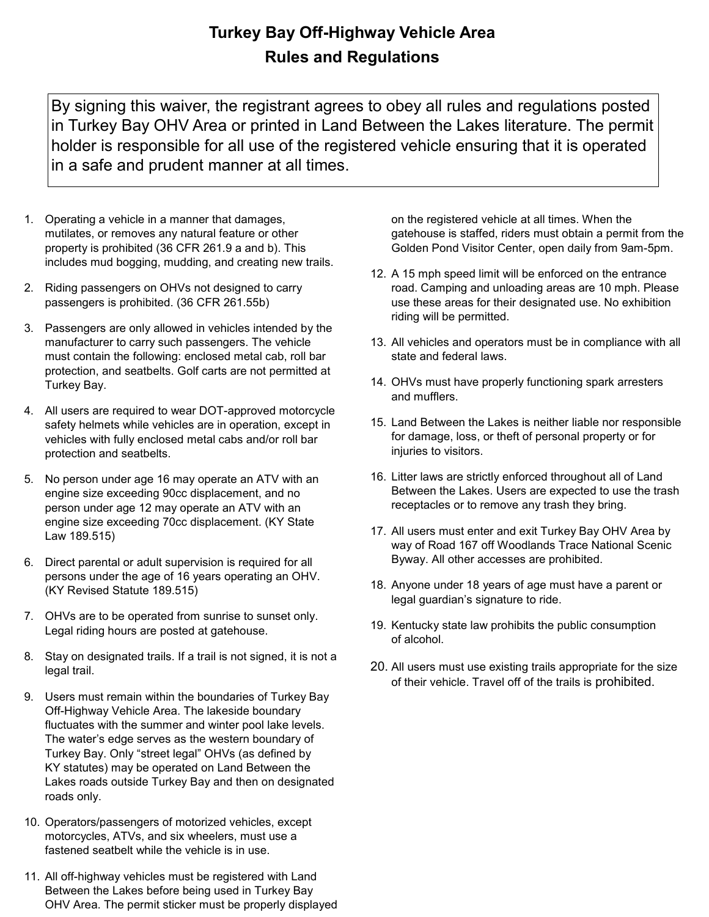# Turkey Bay Off-Highway Vehicle Area
# Rules and Regulations

By signing this waiver, the registrant agrees to obey all rules and regulations posted in Turkey Bay OHV Area or printed in Land Between the Lakes literature. The permit holder is responsible for all use of the registered vehicle ensuring that it is operated in a safe and prudent manner at all times.

1. Operating a vehicle in a manner that damages, mutilates, or removes any natural feature or other property is prohibited (36 CFR 261.9 a and b). This includes mud bogging, mudding, and creating new trails.
2. Riding passengers on OHVs not designed to carry passengers is prohibited. (36 CFR 261.55b)
3. Passengers are only allowed in vehicles intended by the manufacturer to carry such passengers. The vehicle must contain the following: enclosed metal cab, roll bar protection, and seatbelts. Golf carts are not permitted at Turkey Bay.
4. All users are required to wear DOT-approved motorcycle safety helmets while vehicles are in operation, except in vehicles with fully enclosed metal cabs and/or roll bar protection and seatbelts.
5. No person under age 16 may operate an ATV with an engine size exceeding 90cc displacement, and no person under age 12 may operate an ATV with an engine size exceeding 70cc displacement. (KY State Law 189.515)
6. Direct parental or adult supervision is required for all persons under the age of 16 years operating an OHV. (KY Revised Statute 189.515)
7. OHVs are to be operated from sunrise to sunset only. Legal riding hours are posted at gatehouse.
8. Stay on designated trails. If a trail is not signed, it is not a legal trail.
9. Users must remain within the boundaries of Turkey Bay Off-Highway Vehicle Area. The lakeside boundary fluctuates with the summer and winter pool lake levels. The water's edge serves as the western boundary of Turkey Bay. Only "street legal" OHVs (as defined by KY statutes) may be operated on Land Between the Lakes roads outside Turkey Bay and then on designated roads only.
10. Operators/passengers of motorized vehicles, except motorcycles, ATVs, and six wheelers, must use a fastened seatbelt while the vehicle is in use.
11. All off-highway vehicles must be registered with Land Between the Lakes before being used in Turkey Bay OHV Area. The permit sticker must be properly displayed on the registered vehicle at all times. When the gatehouse is staffed, riders must obtain a permit from the Golden Pond Visitor Center, open daily from 9am-5pm.
12. A 15 mph speed limit will be enforced on the entrance road. Camping and unloading areas are 10 mph. Please use these areas for their designated use. No exhibition riding will be permitted.
13. All vehicles and operators must be in compliance with all state and federal laws.
14. OHVs must have properly functioning spark arresters and mufflers.
15. Land Between the Lakes is neither liable nor responsible for damage, loss, or theft of personal property or for injuries to visitors.
16. Litter laws are strictly enforced throughout all of Land Between the Lakes. Users are expected to use the trash receptacles or to remove any trash they bring.
17. All users must enter and exit Turkey Bay OHV Area by way of Road 167 off Woodlands Trace National Scenic Byway. All other accesses are prohibited.
18. Anyone under 18 years of age must have a parent or legal guardian's signature to ride.
19. Kentucky state law prohibits the public consumption of alcohol.
20. All users must use existing trails appropriate for the size of their vehicle. Travel off of the trails is prohibited.